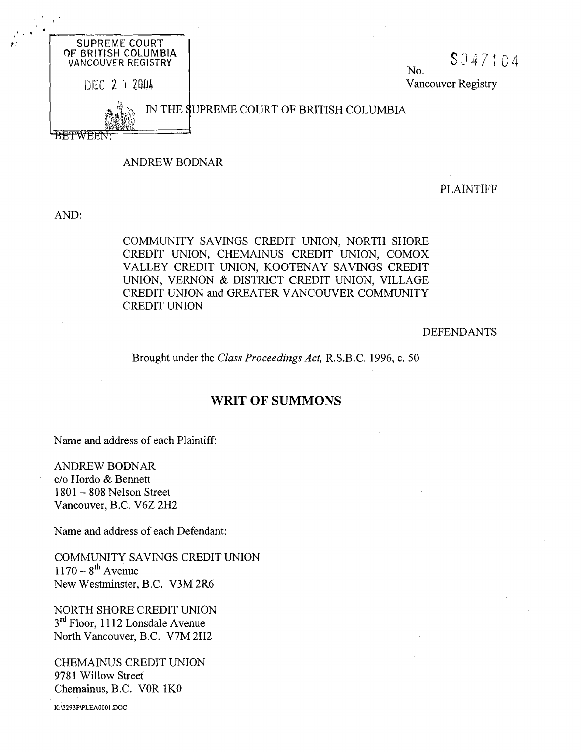SUPREME COURT
OF BRITISH COLUMBIA
VANCOUVER REGISTRY

DEC 2 1 2004

No. S047104
Vancouver Registry

IN THE SUPREME COURT OF BRITISH COLUMBIA

BETWEEN:

ANDREW BODNAR

PLAINTIFF

AND:

COMMUNITY SAVINGS CREDIT UNION, NORTH SHORE CREDIT UNION, CHEMAINUS CREDIT UNION, COMOX VALLEY CREDIT UNION, KOOTENAY SAVINGS CREDIT UNION, VERNON & DISTRICT CREDIT UNION, VILLAGE CREDIT UNION and GREATER VANCOUVER COMMUNITY CREDIT UNION

DEFENDANTS

Brought under the *Class Proceedings Act*, R.S.B.C. 1996, c. 50

## WRIT OF SUMMONS

Name and address of each Plaintiff:

ANDREW BODNAR
c/o Hordo & Bennett
1801 – 808 Nelson Street
Vancouver, B.C. V6Z 2H2

Name and address of each Defendant:

COMMUNITY SAVINGS CREDIT UNION
1170 – 8th Avenue
New Westminster, B.C. V3M 2R6

NORTH SHORE CREDIT UNION
3rd Floor, 1112 Lonsdale Avenue
North Vancouver, B.C. V7M 2H2

CHEMAINUS CREDIT UNION
9781 Willow Street
Chemainus, B.C. V0R 1K0

K:\3293P\PLEA0001.DOC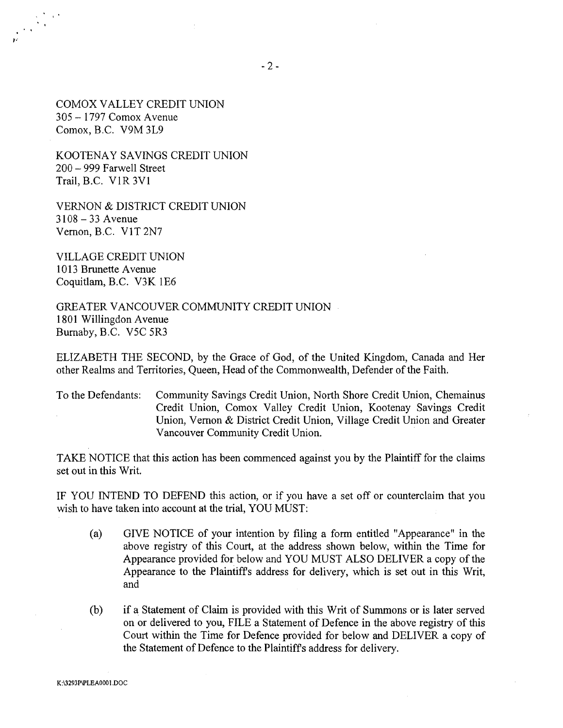COMOX VALLEY CREDIT UNION
305 – 1797 Comox Avenue
Comox, B.C. V9M 3L9

KOOTENAY SAVINGS CREDIT UNION
200 – 999 Farwell Street
Trail, B.C. V1R 3V1

VERNON & DISTRICT CREDIT UNION
3108 – 33 Avenue
Vernon, B.C. V1T 2N7

VILLAGE CREDIT UNION
1013 Brunette Avenue
Coquitlam, B.C. V3K 1E6

GREATER VANCOUVER COMMUNITY CREDIT UNION
1801 Willingdon Avenue
Burnaby, B.C. V5C 5R3

ELIZABETH THE SECOND, by the Grace of God, of the United Kingdom, Canada and Her other Realms and Territories, Queen, Head of the Commonwealth, Defender of the Faith.

To the Defendants: Community Savings Credit Union, North Shore Credit Union, Chemainus Credit Union, Comox Valley Credit Union, Kootenay Savings Credit Union, Vernon & District Credit Union, Village Credit Union and Greater Vancouver Community Credit Union.

TAKE NOTICE that this action has been commenced against you by the Plaintiff for the claims set out in this Writ.

IF YOU INTEND TO DEFEND this action, or if you have a set off or counterclaim that you wish to have taken into account at the trial, YOU MUST:

(a) GIVE NOTICE of your intention by filing a form entitled "Appearance" in the above registry of this Court, at the address shown below, within the Time for Appearance provided for below and YOU MUST ALSO DELIVER a copy of the Appearance to the Plaintiff's address for delivery, which is set out in this Writ, and

(b) if a Statement of Claim is provided with this Writ of Summons or is later served on or delivered to you, FILE a Statement of Defence in the above registry of this Court within the Time for Defence provided for below and DELIVER a copy of the Statement of Defence to the Plaintiff's address for delivery.

K:\3293P\PLEA0001.DOC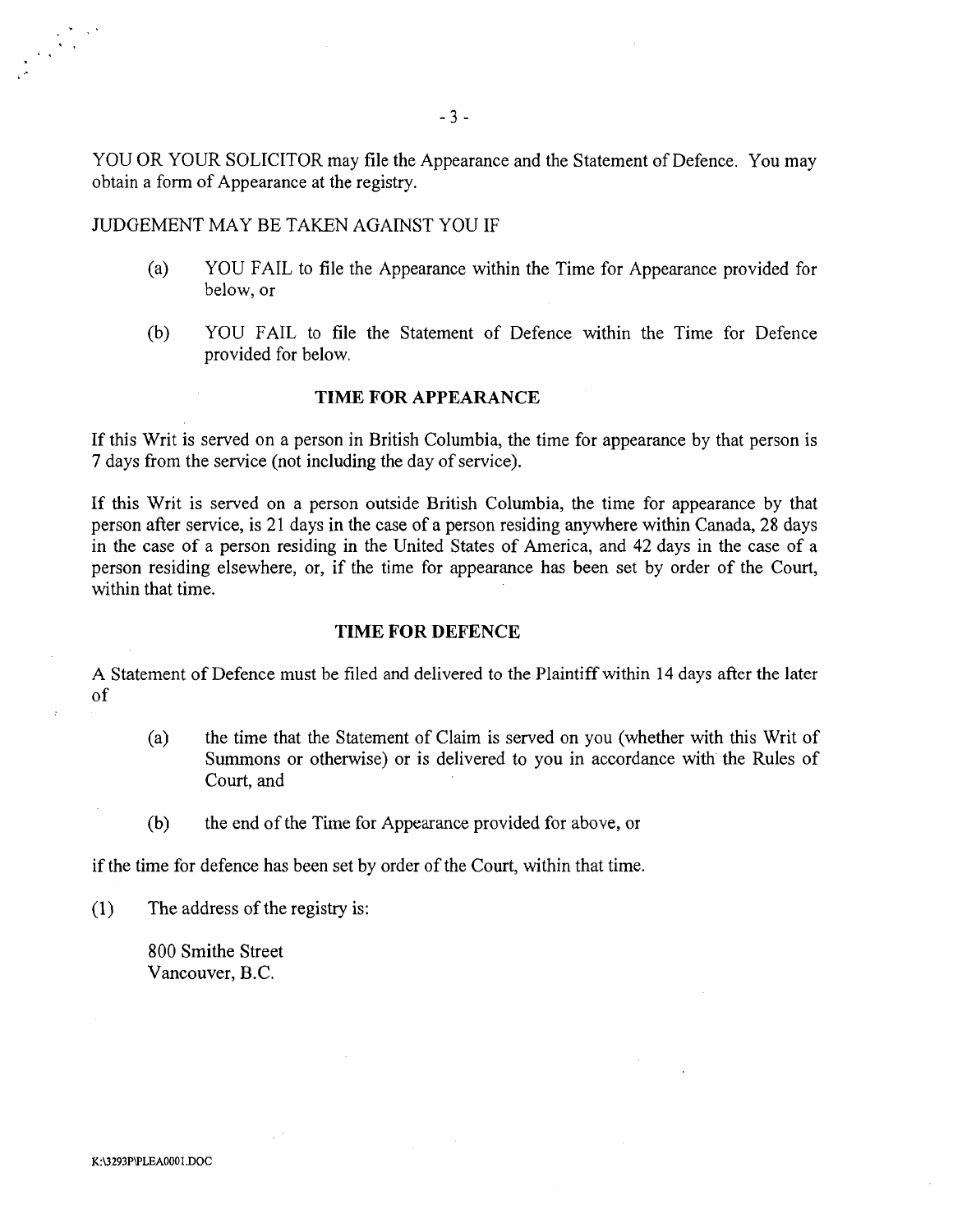YOU OR YOUR SOLICITOR may file the Appearance and the Statement of Defence. You may obtain a form of Appearance at the registry.

JUDGEMENT MAY BE TAKEN AGAINST YOU IF

(a) YOU FAIL to file the Appearance within the Time for Appearance provided for below, or

(b) YOU FAIL to file the Statement of Defence within the Time for Defence provided for below.

**TIME FOR APPEARANCE**

If this Writ is served on a person in British Columbia, the time for appearance by that person is 7 days from the service (not including the day of service).

If this Writ is served on a person outside British Columbia, the time for appearance by that person after service, is 21 days in the case of a person residing anywhere within Canada, 28 days in the case of a person residing in the United States of America, and 42 days in the case of a person residing elsewhere, or, if the time for appearance has been set by order of the Court, within that time.

**TIME FOR DEFENCE**

A Statement of Defence must be filed and delivered to the Plaintiff within 14 days after the later of

(a) the time that the Statement of Claim is served on you (whether with this Writ of Summons or otherwise) or is delivered to you in accordance with the Rules of Court, and

(b) the end of the Time for Appearance provided for above, or

if the time for defence has been set by order of the Court, within that time.

(1) The address of the registry is:

800 Smithe Street
Vancouver, B.C.

K:\3293P\PLEA0001.DOC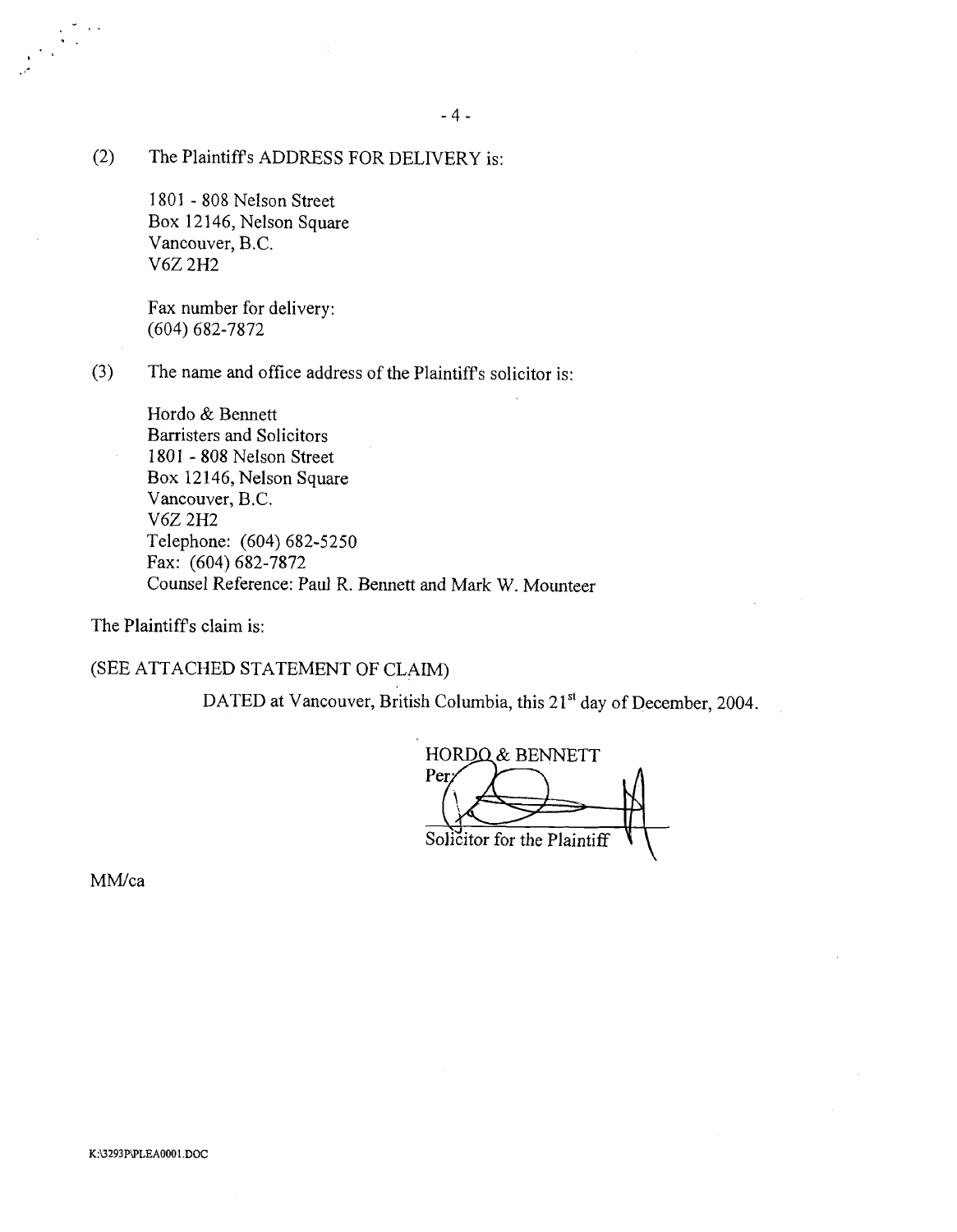(2) The Plaintiff's ADDRESS FOR DELIVERY is:

1801 - 808 Nelson Street
Box 12146, Nelson Square
Vancouver, B.C.
V6Z 2H2

Fax number for delivery:
(604) 682-7872

(3) The name and office address of the Plaintiff's solicitor is:

Hordo & Bennett
Barristers and Solicitors
1801 - 808 Nelson Street
Box 12146, Nelson Square
Vancouver, B.C.
V6Z 2H2
Telephone: (604) 682-5250
Fax: (604) 682-7872
Counsel Reference: Paul R. Bennett and Mark W. Mounteer

The Plaintiff's claim is:

(SEE ATTACHED STATEMENT OF CLAIM)

DATED at Vancouver, British Columbia, this 21st day of December, 2004.

HORDO & BENNETT
Per:

Solicitor for the Plaintiff

MM/ca

K:\3293P\PLEA0001.DOC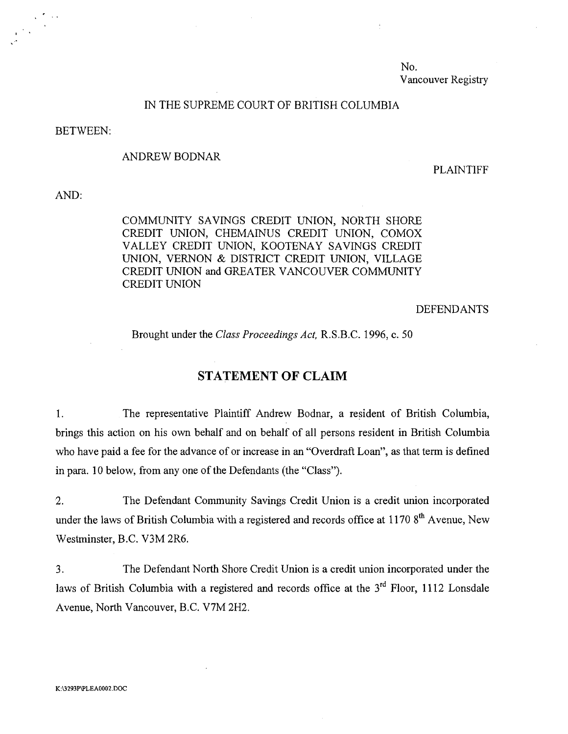No.
Vancouver Registry

IN THE SUPREME COURT OF BRITISH COLUMBIA

BETWEEN:

ANDREW BODNAR

PLAINTIFF

AND:

COMMUNITY SAVINGS CREDIT UNION, NORTH SHORE CREDIT UNION, CHEMAINUS CREDIT UNION, COMOX VALLEY CREDIT UNION, KOOTENAY SAVINGS CREDIT UNION, VERNON & DISTRICT CREDIT UNION, VILLAGE CREDIT UNION and GREATER VANCOUVER COMMUNITY CREDIT UNION

DEFENDANTS

Brought under the *Class Proceedings Act,* R.S.B.C. 1996, c. 50

## STATEMENT OF CLAIM

1. The representative Plaintiff Andrew Bodnar, a resident of British Columbia, brings this action on his own behalf and on behalf of all persons resident in British Columbia who have paid a fee for the advance of or increase in an "Overdraft Loan", as that term is defined in para. 10 below, from any one of the Defendants (the "Class").

2. The Defendant Community Savings Credit Union is a credit union incorporated under the laws of British Columbia with a registered and records office at 1170 8th Avenue, New Westminster, B.C. V3M 2R6.

3. The Defendant North Shore Credit Union is a credit union incorporated under the laws of British Columbia with a registered and records office at the 3rd Floor, 1112 Lonsdale Avenue, North Vancouver, B.C. V7M 2H2.

K:\3293P\PLEA0002.DOC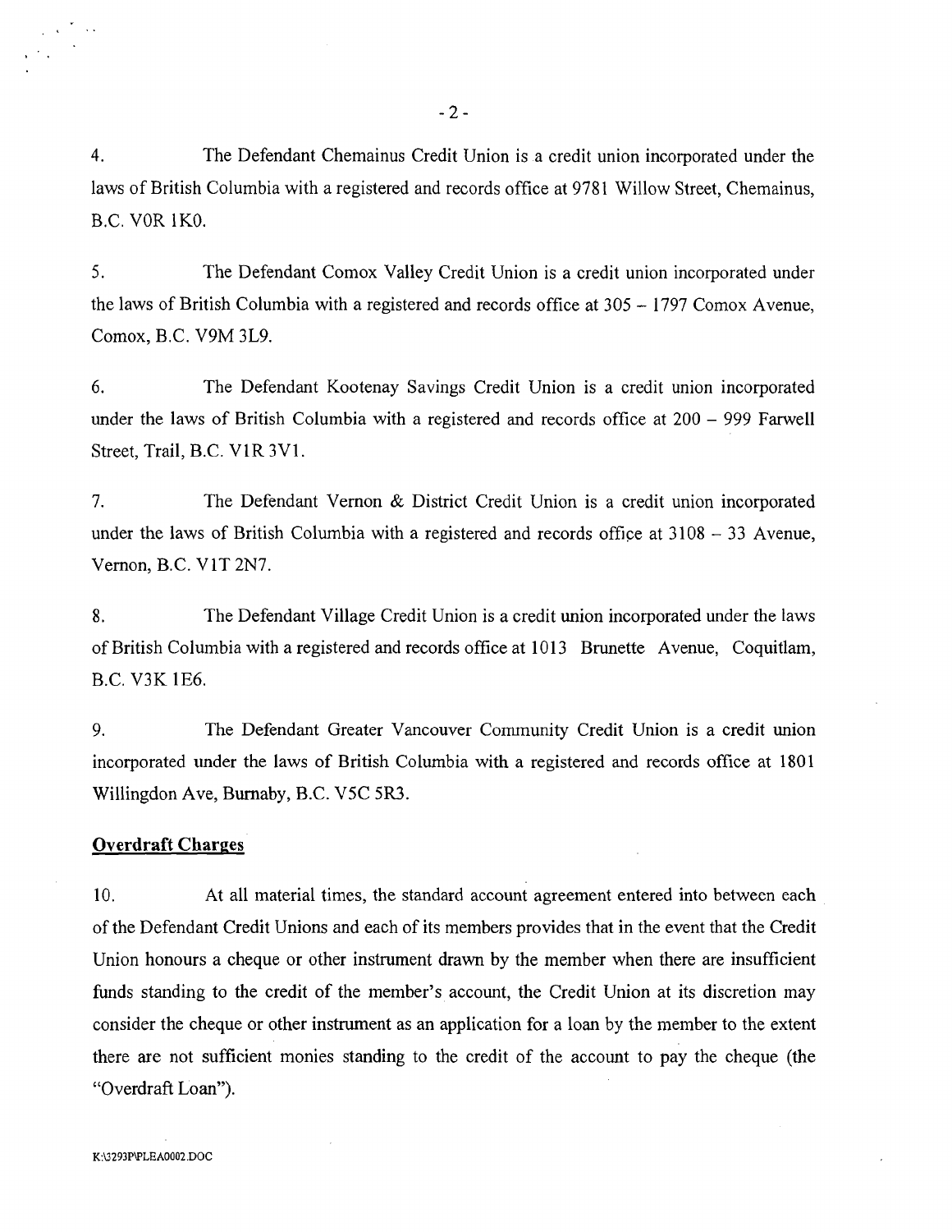4. The Defendant Chemainus Credit Union is a credit union incorporated under the laws of British Columbia with a registered and records office at 9781 Willow Street, Chemainus, B.C. V0R 1K0.

5. The Defendant Comox Valley Credit Union is a credit union incorporated under the laws of British Columbia with a registered and records office at 305 – 1797 Comox Avenue, Comox, B.C. V9M 3L9.

6. The Defendant Kootenay Savings Credit Union is a credit union incorporated under the laws of British Columbia with a registered and records office at 200 – 999 Farwell Street, Trail, B.C. V1R 3V1.

7. The Defendant Vernon & District Credit Union is a credit union incorporated under the laws of British Columbia with a registered and records office at 3108 – 33 Avenue, Vernon, B.C. V1T 2N7.

8. The Defendant Village Credit Union is a credit union incorporated under the laws of British Columbia with a registered and records office at 1013 Brunette Avenue, Coquitlam, B.C. V3K 1E6.

9. The Defendant Greater Vancouver Community Credit Union is a credit union incorporated under the laws of British Columbia with a registered and records office at 1801 Willingdon Ave, Burnaby, B.C. V5C 5R3.

**Overdraft Charges**

10. At all material times, the standard account agreement entered into between each of the Defendant Credit Unions and each of its members provides that in the event that the Credit Union honours a cheque or other instrument drawn by the member when there are insufficient funds standing to the credit of the member's account, the Credit Union at its discretion may consider the cheque or other instrument as an application for a loan by the member to the extent there are not sufficient monies standing to the credit of the account to pay the cheque (the "Overdraft Loan").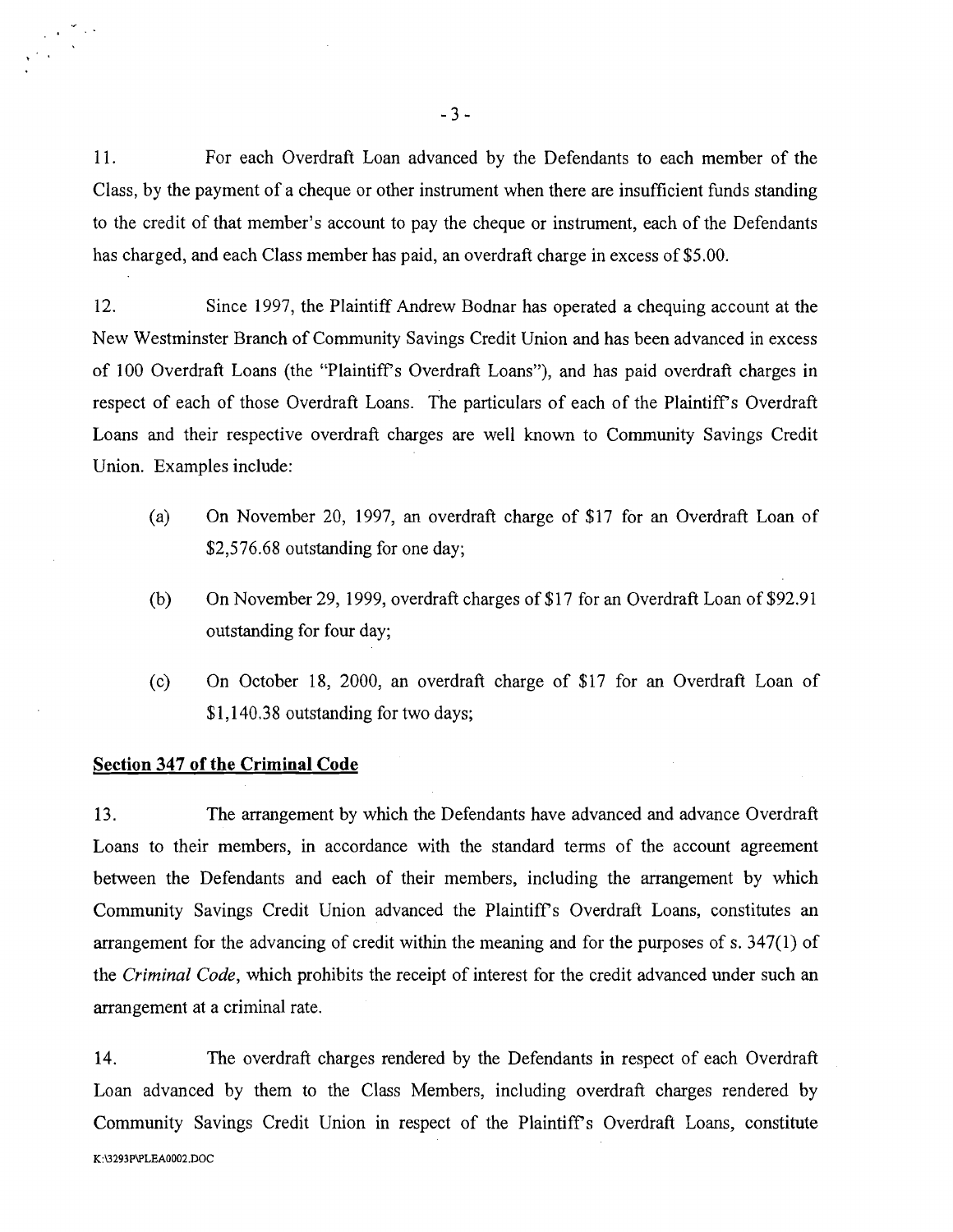11. For each Overdraft Loan advanced by the Defendants to each member of the Class, by the payment of a cheque or other instrument when there are insufficient funds standing to the credit of that member's account to pay the cheque or instrument, each of the Defendants has charged, and each Class member has paid, an overdraft charge in excess of $5.00.

12. Since 1997, the Plaintiff Andrew Bodnar has operated a chequing account at the New Westminster Branch of Community Savings Credit Union and has been advanced in excess of 100 Overdraft Loans (the "Plaintiff's Overdraft Loans"), and has paid overdraft charges in respect of each of those Overdraft Loans. The particulars of each of the Plaintiff's Overdraft Loans and their respective overdraft charges are well known to Community Savings Credit Union. Examples include:

(a) On November 20, 1997, an overdraft charge of $17 for an Overdraft Loan of $2,576.68 outstanding for one day;

(b) On November 29, 1999, overdraft charges of $17 for an Overdraft Loan of $92.91 outstanding for four day;

(c) On October 18, 2000, an overdraft charge of $17 for an Overdraft Loan of $1,140.38 outstanding for two days;

**Section 347 of the Criminal Code**

13. The arrangement by which the Defendants have advanced and advance Overdraft Loans to their members, in accordance with the standard terms of the account agreement between the Defendants and each of their members, including the arrangement by which Community Savings Credit Union advanced the Plaintiff's Overdraft Loans, constitutes an arrangement for the advancing of credit within the meaning and for the purposes of s. 347(1) of the *Criminal Code*, which prohibits the receipt of interest for the credit advanced under such an arrangement at a criminal rate.

14. The overdraft charges rendered by the Defendants in respect of each Overdraft Loan advanced by them to the Class Members, including overdraft charges rendered by Community Savings Credit Union in respect of the Plaintiff's Overdraft Loans, constitute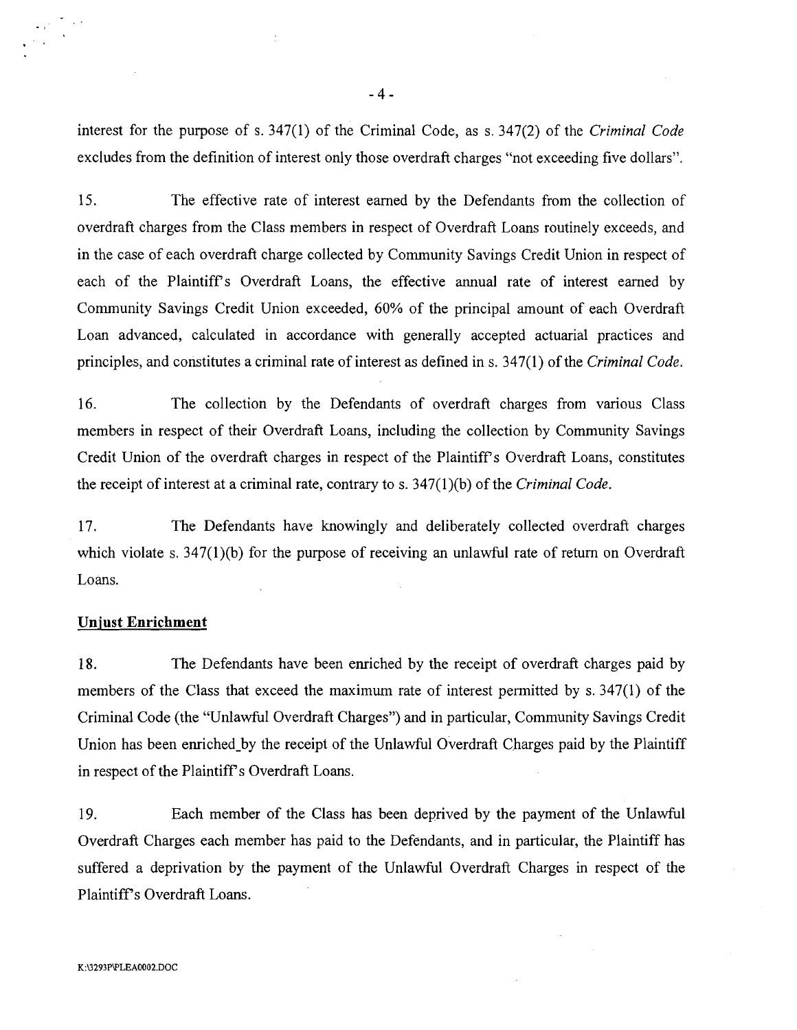interest for the purpose of s. 347(1) of the Criminal Code, as s. 347(2) of the *Criminal Code* excludes from the definition of interest only those overdraft charges "not exceeding five dollars".

15. The effective rate of interest earned by the Defendants from the collection of overdraft charges from the Class members in respect of Overdraft Loans routinely exceeds, and in the case of each overdraft charge collected by Community Savings Credit Union in respect of each of the Plaintiff's Overdraft Loans, the effective annual rate of interest earned by Community Savings Credit Union exceeded, 60% of the principal amount of each Overdraft Loan advanced, calculated in accordance with generally accepted actuarial practices and principles, and constitutes a criminal rate of interest as defined in s. 347(1) of the *Criminal Code*.

16. The collection by the Defendants of overdraft charges from various Class members in respect of their Overdraft Loans, including the collection by Community Savings Credit Union of the overdraft charges in respect of the Plaintiff's Overdraft Loans, constitutes the receipt of interest at a criminal rate, contrary to s. 347(1)(b) of the *Criminal Code*.

17. The Defendants have knowingly and deliberately collected overdraft charges which violate s. 347(1)(b) for the purpose of receiving an unlawful rate of return on Overdraft Loans.

## Unjust Enrichment

18. The Defendants have been enriched by the receipt of overdraft charges paid by members of the Class that exceed the maximum rate of interest permitted by s. 347(1) of the Criminal Code (the "Unlawful Overdraft Charges") and in particular, Community Savings Credit Union has been enriched by the receipt of the Unlawful Overdraft Charges paid by the Plaintiff in respect of the Plaintiff's Overdraft Loans.

19. Each member of the Class has been deprived by the payment of the Unlawful Overdraft Charges each member has paid to the Defendants, and in particular, the Plaintiff has suffered a deprivation by the payment of the Unlawful Overdraft Charges in respect of the Plaintiff's Overdraft Loans.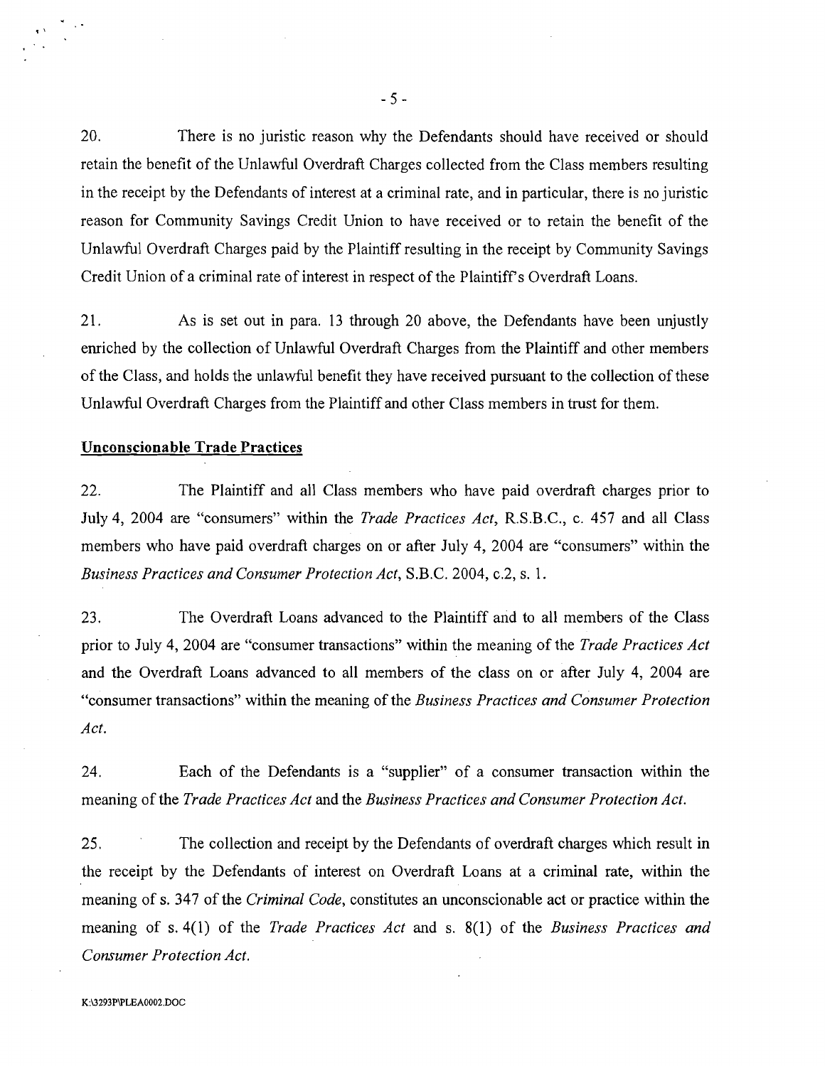20. There is no juristic reason why the Defendants should have received or should retain the benefit of the Unlawful Overdraft Charges collected from the Class members resulting in the receipt by the Defendants of interest at a criminal rate, and in particular, there is no juristic reason for Community Savings Credit Union to have received or to retain the benefit of the Unlawful Overdraft Charges paid by the Plaintiff resulting in the receipt by Community Savings Credit Union of a criminal rate of interest in respect of the Plaintiff's Overdraft Loans.

21. As is set out in para. 13 through 20 above, the Defendants have been unjustly enriched by the collection of Unlawful Overdraft Charges from the Plaintiff and other members of the Class, and holds the unlawful benefit they have received pursuant to the collection of these Unlawful Overdraft Charges from the Plaintiff and other Class members in trust for them.

**Unconscionable Trade Practices**

22. The Plaintiff and all Class members who have paid overdraft charges prior to July 4, 2004 are "consumers" within the *Trade Practices Act*, R.S.B.C., c. 457 and all Class members who have paid overdraft charges on or after July 4, 2004 are "consumers" within the *Business Practices and Consumer Protection Act*, S.B.C. 2004, c.2, s. 1.

23. The Overdraft Loans advanced to the Plaintiff and to all members of the Class prior to July 4, 2004 are "consumer transactions" within the meaning of the *Trade Practices Act* and the Overdraft Loans advanced to all members of the class on or after July 4, 2004 are "consumer transactions" within the meaning of the *Business Practices and Consumer Protection Act*.

24. Each of the Defendants is a "supplier" of a consumer transaction within the meaning of the *Trade Practices Act* and the *Business Practices and Consumer Protection Act*.

25. The collection and receipt by the Defendants of overdraft charges which result in the receipt by the Defendants of interest on Overdraft Loans at a criminal rate, within the meaning of s. 347 of the *Criminal Code*, constitutes an unconscionable act or practice within the meaning of s. 4(1) of the *Trade Practices Act* and s. 8(1) of the *Business Practices and Consumer Protection Act*.

K:\3293P\PLEA0002.DOC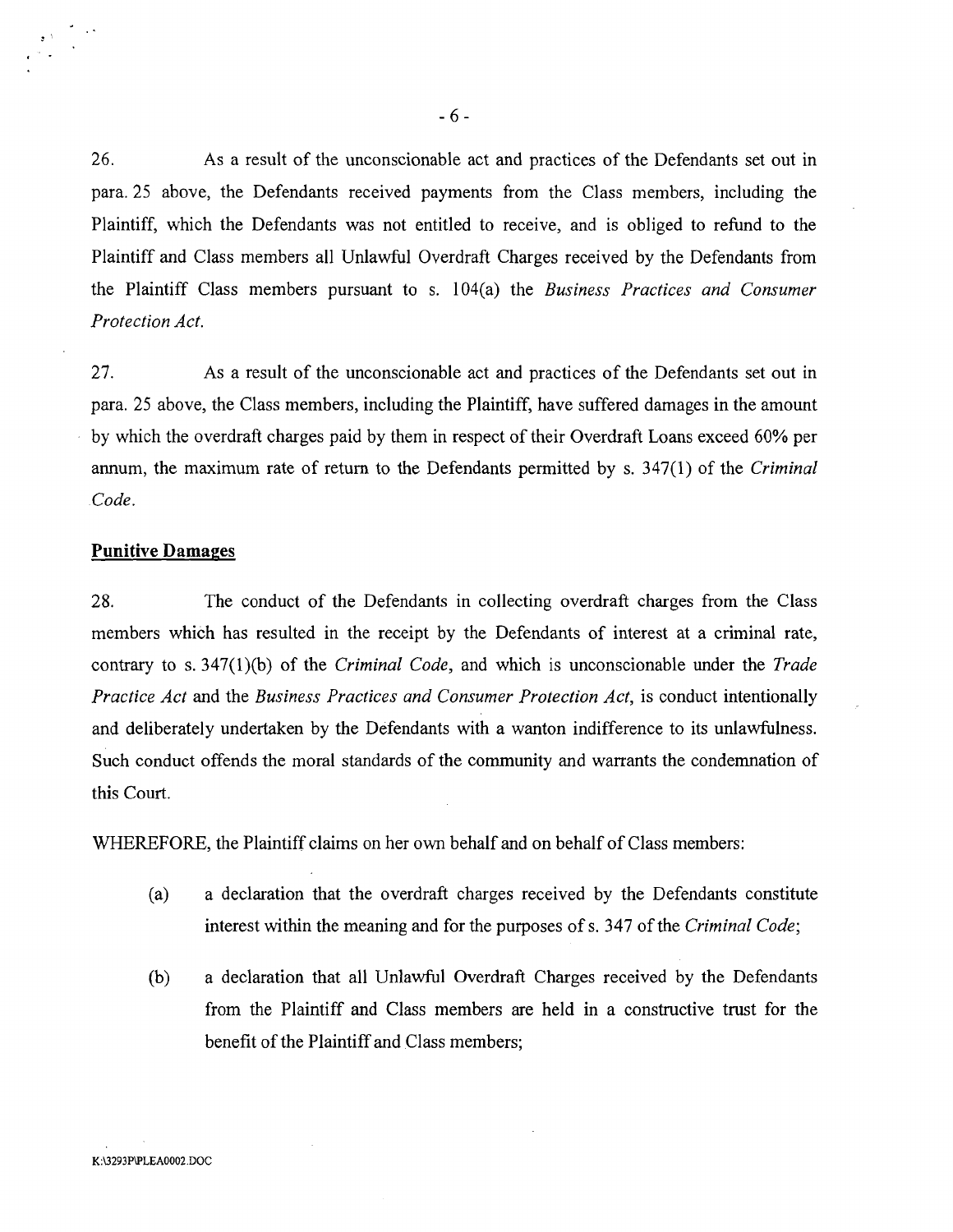26. As a result of the unconscionable act and practices of the Defendants set out in para. 25 above, the Defendants received payments from the Class members, including the Plaintiff, which the Defendants was not entitled to receive, and is obliged to refund to the Plaintiff and Class members all Unlawful Overdraft Charges received by the Defendants from the Plaintiff Class members pursuant to s. 104(a) the *Business Practices and Consumer Protection Act.*

27. As a result of the unconscionable act and practices of the Defendants set out in para. 25 above, the Class members, including the Plaintiff, have suffered damages in the amount by which the overdraft charges paid by them in respect of their Overdraft Loans exceed 60% per annum, the maximum rate of return to the Defendants permitted by s. 347(1) of the *Criminal Code.*

**Punitive Damages**

28. The conduct of the Defendants in collecting overdraft charges from the Class members which has resulted in the receipt by the Defendants of interest at a criminal rate, contrary to s. 347(1)(b) of the *Criminal Code*, and which is unconscionable under the *Trade Practice Act* and the *Business Practices and Consumer Protection Act*, is conduct intentionally and deliberately undertaken by the Defendants with a wanton indifference to its unlawfulness. Such conduct offends the moral standards of the community and warrants the condemnation of this Court.

WHEREFORE, the Plaintiff claims on her own behalf and on behalf of Class members:

(a) a declaration that the overdraft charges received by the Defendants constitute interest within the meaning and for the purposes of s. 347 of the *Criminal Code*;

(b) a declaration that all Unlawful Overdraft Charges received by the Defendants from the Plaintiff and Class members are held in a constructive trust for the benefit of the Plaintiff and Class members;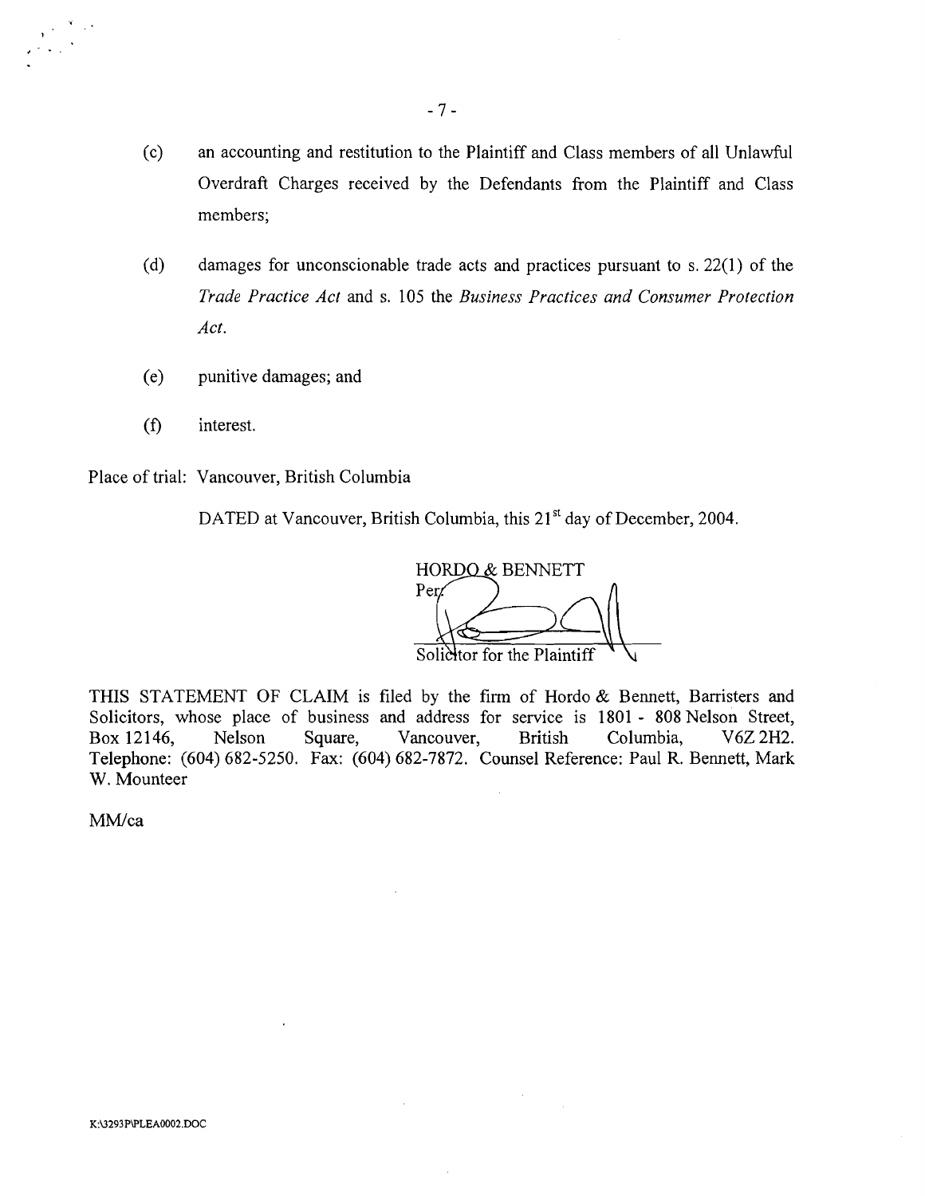(c) an accounting and restitution to the Plaintiff and Class members of all Unlawful Overdraft Charges received by the Defendants from the Plaintiff and Class members;

(d) damages for unconscionable trade acts and practices pursuant to s. 22(1) of the *Trade Practice Act* and s. 105 the *Business Practices and Consumer Protection Act*.

(e) punitive damages; and

(f) interest.

Place of trial: Vancouver, British Columbia

DATED at Vancouver, British Columbia, this 21st day of December, 2004.

HORDO & BENNETT
Per:

Solicitor for the Plaintiff

THIS STATEMENT OF CLAIM is filed by the firm of Hordo & Bennett, Barristers and Solicitors, whose place of business and address for service is 1801 - 808 Nelson Street, Box 12146, Nelson Square, Vancouver, British Columbia, V6Z 2H2. Telephone: (604) 682-5250. Fax: (604) 682-7872. Counsel Reference: Paul R. Bennett, Mark W. Mounteer

MM/ca

K:\3293P\PLEA0002.DOC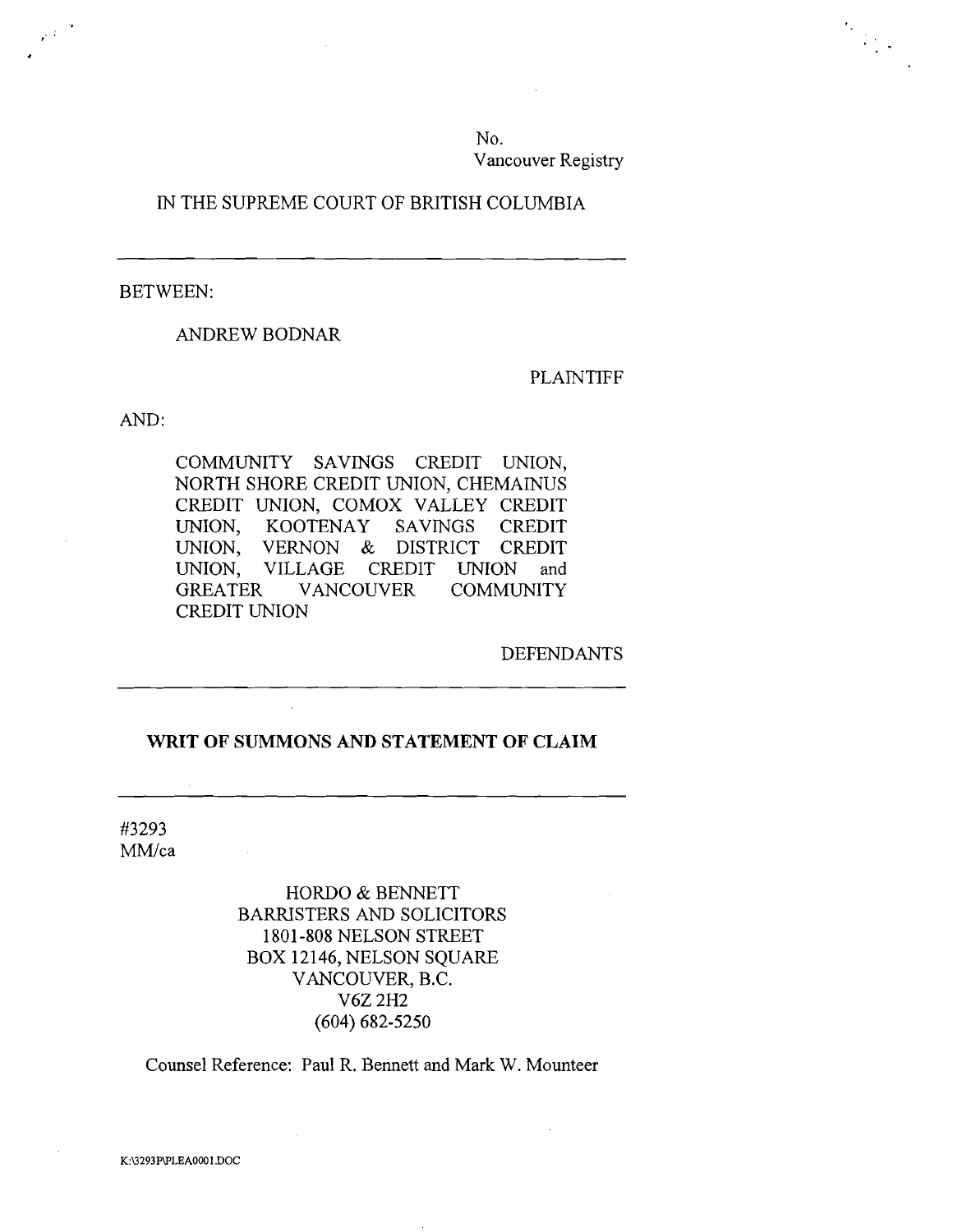No.
Vancouver Registry

IN THE SUPREME COURT OF BRITISH COLUMBIA

---

BETWEEN:

ANDREW BODNAR

PLAINTIFF

AND:

COMMUNITY SAVINGS CREDIT UNION, NORTH SHORE CREDIT UNION, CHEMAINUS CREDIT UNION, COMOX VALLEY CREDIT UNION, KOOTENAY SAVINGS CREDIT UNION, VERNON & DISTRICT CREDIT UNION, VILLAGE CREDIT UNION and GREATER VANCOUVER COMMUNITY CREDIT UNION

DEFENDANTS

---

**WRIT OF SUMMONS AND STATEMENT OF CLAIM**

---

#3293
MM/ca

HORDO & BENNETT
BARRISTERS AND SOLICITORS
1801-808 NELSON STREET
BOX 12146, NELSON SQUARE
VANCOUVER, B.C.
V6Z 2H2
(604) 682-5250

Counsel Reference: Paul R. Bennett and Mark W. Mounteer

K:\3293P\PLEA0001.DOC